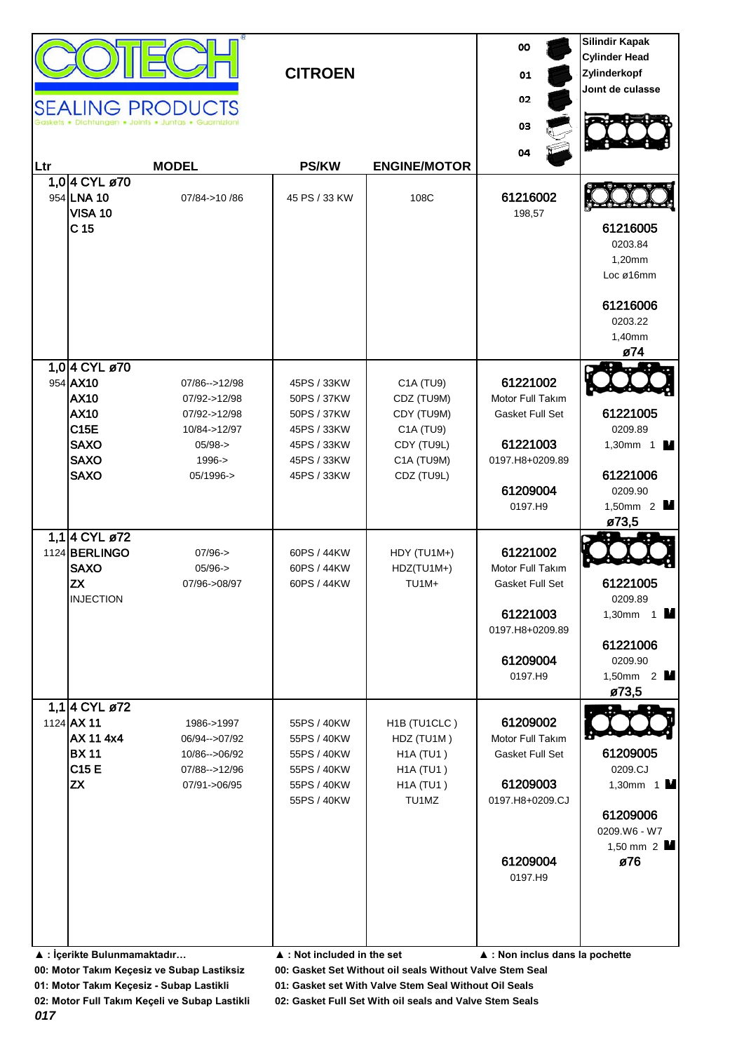# COTECH SEALING PRODUCTS

Gaskets • Dichtungen • Joints • Juntas • Guarnizioni

## CITROEN

00, 01, 02, 03, 04

**Silindir Kapak**
**Cylinder Head**
**Zylinderkopf**
**Joınt de culasse**

| Ltr | MODEL | | PS/KW | ENGINE/MOTOR | | |
|---|---|---|---|---|---|---|
| 1,0 | **4 CYL ø70** | | | | | |
| 954 | **LNA 10** | 07/84->10 /86 | 45 PS / 33 KW | 108C | 61216002 | |
| | **VISA 10** | | | | 198,57 | |
| | **C 15** | | | | | 61216005 |
| | | | | | | 0203.84 |
| | | | | | | 1,20mm |
| | | | | | | Loc ø16mm |
| | | | | | | 61216006 |
| | | | | | | 0203.22 |
| | | | | | | 1,40mm |
| | | | | | | **ø74** |
| 1,0 | **4 CYL ø70** | | | | | |
| 954 | **AX10** | 07/86-->12/98 | 45PS / 33KW | C1A (TU9) | 61221002 | |
| | **AX10** | 07/92->12/98 | 50PS / 37KW | CDZ (TU9M) | Motor Full Takım | |
| | **AX10** | 07/92->12/98 | 50PS / 37KW | CDY (TU9M) | Gasket Full Set | 61221005 |
| | **C15E** | 10/84->12/97 | 45PS / 33KW | C1A (TU9) | | 0209.89 |
| | **SAXO** | 05/98-> | 45PS / 33KW | CDY (TU9L) | 61221003 | 1,30mm 1 |
| | **SAXO** | 1996-> | 45PS / 33KW | C1A (TU9M) | 0197.H8+0209.89 | |
| | **SAXO** | 05/1996-> | 45PS / 33KW | CDZ (TU9L) | | 61221006 |
| | | | | | 61209004 | 0209.90 |
| | | | | | 0197.H9 | 1,50mm 2 |
| | | | | | | **ø73,5** |
| 1,1 | **4 CYL ø72** | | | | | |
| 1124 | **BERLINGO** | 07/96-> | 60PS / 44KW | HDY (TU1M+) | 61221002 | |
| | **SAXO** | 05/96-> | 60PS / 44KW | HDZ(TU1M+) | Motor Full Takım | |
| | **ZX** | 07/96->08/97 | 60PS / 44KW | TU1M+ | Gasket Full Set | 61221005 |
| | INJECTION | | | | | 0209.89 |
| | | | | | 61221003 | 1,30mm 1 |
| | | | | | 0197.H8+0209.89 | |
| | | | | | | 61221006 |
| | | | | | 61209004 | 0209.90 |
| | | | | | 0197.H9 | 1,50mm 2 |
| | | | | | | **ø73,5** |
| 1,1 | **4 CYL ø72** | | | | | |
| 1124 | **AX 11** | 1986->1997 | 55PS / 40KW | H1B (TU1CLC ) | 61209002 | |
| | **AX 11 4x4** | 06/94-->07/92 | 55PS / 40KW | HDZ (TU1M ) | Motor Full Takım | |
| | **BX 11** | 10/86-->06/92 | 55PS / 40KW | H1A (TU1 ) | Gasket Full Set | 61209005 |
| | **C15 E** | 07/88-->12/96 | 55PS / 40KW | H1A (TU1 ) | | 0209.CJ |
| | **ZX** | 07/91->06/95 | 55PS / 40KW | H1A (TU1 ) | 61209003 | 1,30mm 1 |
| | | | 55PS / 40KW | TU1MZ | 0197.H8+0209.CJ | |
| | | | | | | 61209006 |
| | | | | | | 0209.W6 - W7 |
| | | | | | | 1,50 mm 2 |
| | | | | | 61209004 | **ø76** |
| | | | | | 0197.H9 | |

**▲ : İçerikte Bulunmamaktadır…** **▲ : Not included in the set** **▲ : Non inclus dans la pochette**

**00: Motor Takım Keçesiz ve Subap Lastiksiz** **00: Gasket Set Without oil seals Without Valve Stem Seal**

**01: Motor Takım Keçesiz - Subap Lastikli** **01: Gasket set With Valve Stem Seal Without Oil Seals**

**02: Motor Full Takım Keçeli ve Subap Lastikli** **02: Gasket Full Set With oil seals and Valve Stem Seals**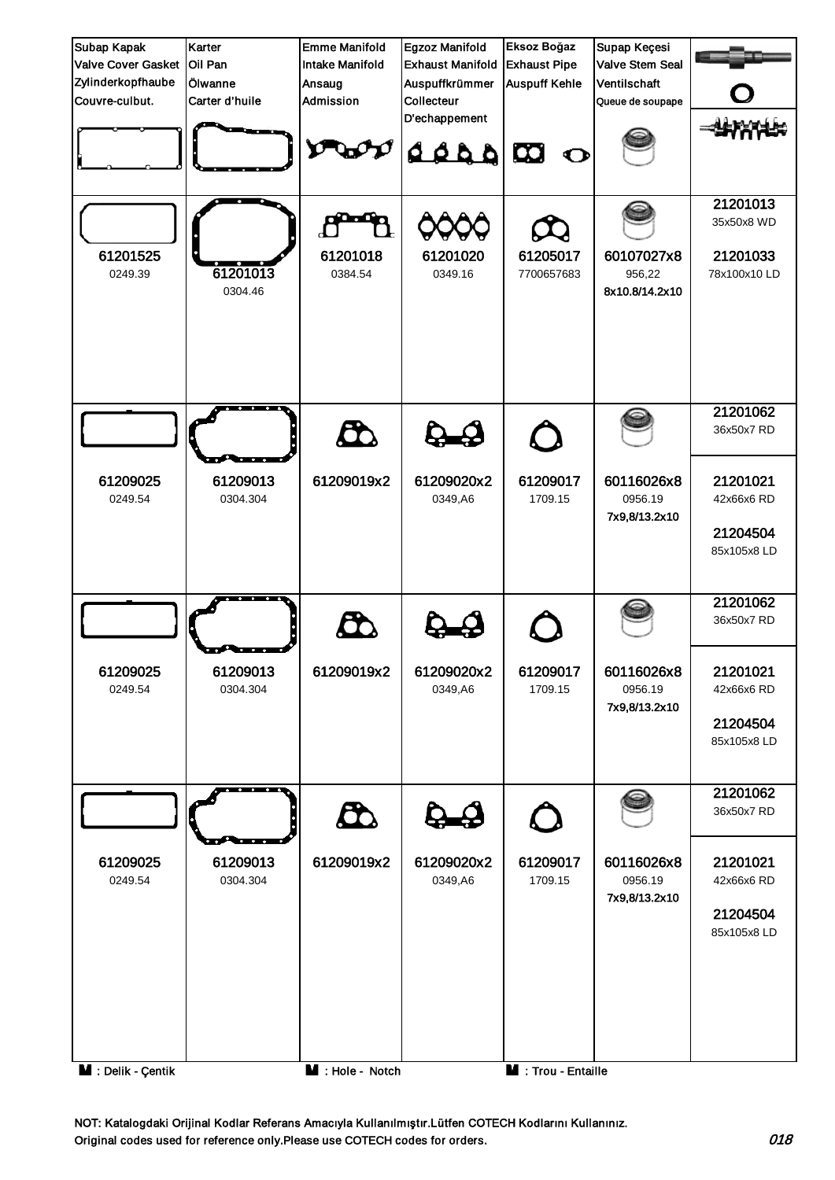| Subap Kapak<br>Valve Cover Gasket<br>Zylinderkopfhaube<br>Couvre-culbut. | Karter<br>Oil Pan<br>Ölwanne<br>Carter d'huile | Emme Manifold<br>Intake Manifold<br>Ansaug<br>Admission | Egzoz Manifold<br>Exhaust Manifold<br>Auspuffkrümmer<br>Collecteur<br>D'echappement | Eksoz Boğaz<br>Exhaust Pipe<br>Auspuff Kehle | Supap Keçesi<br>Valve Stem Seal<br>Ventilschaft<br>Queue de soupape | |
|---|---|---|---|---|---|---|
| 61201525<br>0249.39 | 61201013<br>0304.46 | 61201018<br>0384.54 | 61201020<br>0349.16 | 61205017<br>7700657683 | 60107027x8<br>956,22<br>8x10.8/14.2x10 | 21201013<br>35x50x8 WD<br><br>21201033<br>78x100x10 LD |
| 61209025<br>0249.54 | 61209013<br>0304.304 | 61209019x2 | 61209020x2<br>0349,A6 | 61209017<br>1709.15 | 60116026x8<br>0956.19<br>7x9,8/13.2x10 | 21201062<br>36x50x7 RD<br><br>21201021<br>42x66x6 RD<br><br>21204504<br>85x105x8 LD |
| 61209025<br>0249.54 | 61209013<br>0304.304 | 61209019x2 | 61209020x2<br>0349,A6 | 61209017<br>1709.15 | 60116026x8<br>0956.19<br>7x9,8/13.2x10 | 21201062<br>36x50x7 RD<br><br>21201021<br>42x66x6 RD<br><br>21204504<br>85x105x8 LD |
| 61209025<br>0249.54 | 61209013<br>0304.304 | 61209019x2 | 61209020x2<br>0349,A6 | 61209017<br>1709.15 | 60116026x8<br>0956.19<br>7x9,8/13.2x10 | 21201062<br>36x50x7 RD<br><br>21201021<br>42x66x6 RD<br><br>21204504<br>85x105x8 LD |

M : Delik - Çentik     M : Hole - Notch     M : Trou - Entaille

NOT: Katalogdaki Orijinal Kodlar Referans Amacıyla Kullanılmıştır.Lütfen COTECH Kodlarını Kullanınız.
Original codes used for reference only.Please use COTECH codes for orders.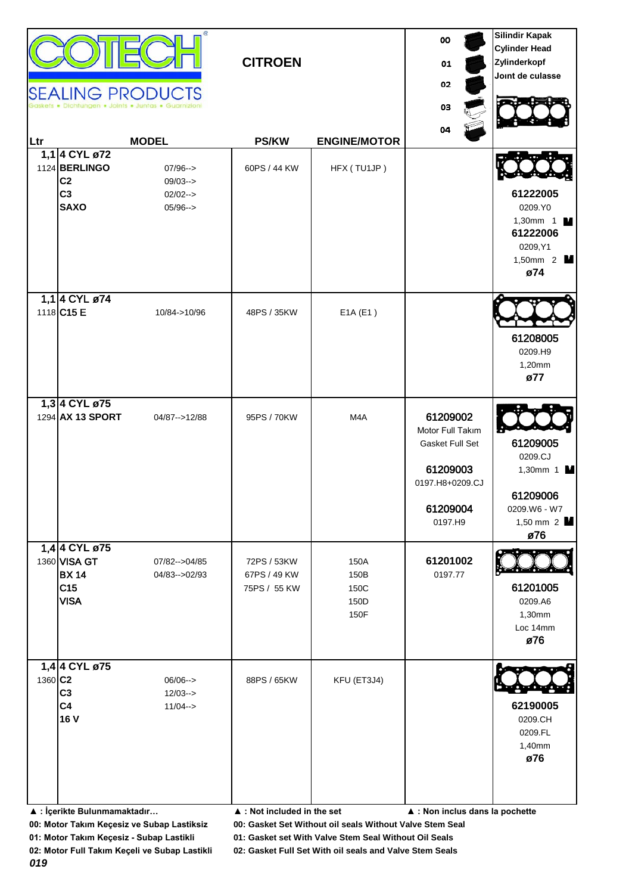**COTECH SEALING PRODUCTS**
Gaskets • Dichtungen • Joints • Juntas • Guarnizioni

## CITROEN

00, 01, 02, 03, 04

**Silindir Kapak**
**Cylinder Head**
**Zylinderkopf**
**Joınt de culasse**

| Ltr | MODEL | | PS/KW | ENGINE/MOTOR | 00–04 | Silindir Kapak / Cylinder Head |
|---|---|---|---|---|---|---|
| **1,1** 1124 | **4 CYL ø72** **BERLINGO** **C2** **C3** **SAXO** | 07/96--> 09/03--> 02/02--> 05/96--> | 60PS / 44 KW | HFX ( TU1JP ) | | **61222005** 0209.Y0 1,30mm 1 **61222006** 0209,Y1 1,50mm 2 **ø74** |
| **1,1** 1118 | **4 CYL ø74** **C15 E** | 10/84->10/96 | 48PS / 35KW | E1A (E1 ) | | **61208005** 0209.H9 1,20mm **ø77** |
| **1,3** 1294 | **4 CYL ø75** **AX 13 SPORT** | 04/87-->12/88 | 95PS / 70KW | M4A | **61209002** Motor Full Takım Gasket Full Set **61209003** 0197.H8+0209.CJ **61209004** 0197.H9 | **61209005** 0209.CJ 1,30mm 1 **61209006** 0209.W6 - W7 1,50 mm 2 **ø76** |
| **1,4** 1360 | **4 CYL ø75** **VISA GT** **BX 14** **C15** **VISA** | 07/82-->04/85 04/83-->02/93 | 72PS / 53KW 67PS / 49 KW 75PS / 55 KW | 150A 150B 150C 150D 150F | **61201002** 0197.77 | **61201005** 0209.A6 1,30mm Loc 14mm **ø76** |
| **1,4** 1360 | **4 CYL ø75** **C2** **C3** **C4** **16 V** | 06/06--> 12/03--> 11/04--> | 88PS / 65KW | KFU (ET3J4) | | **62190005** 0209.CH 0209.FL 1,40mm **ø76** |

**▲ : İçerikte Bulunmamaktadır…** **▲ : Not included in the set** **▲ : Non inclus dans la pochette**

**00: Motor Takım Keçesiz ve Subap Lastiksiz** **00: Gasket Set Without oil seals Without Valve Stem Seal**

**01: Motor Takım Keçesiz - Subap Lastikli** **01: Gasket set With Valve Stem Seal Without Oil Seals**

**02: Motor Full Takım Keçeli ve Subap Lastikli** **02: Gasket Full Set With oil seals and Valve Stem Seals**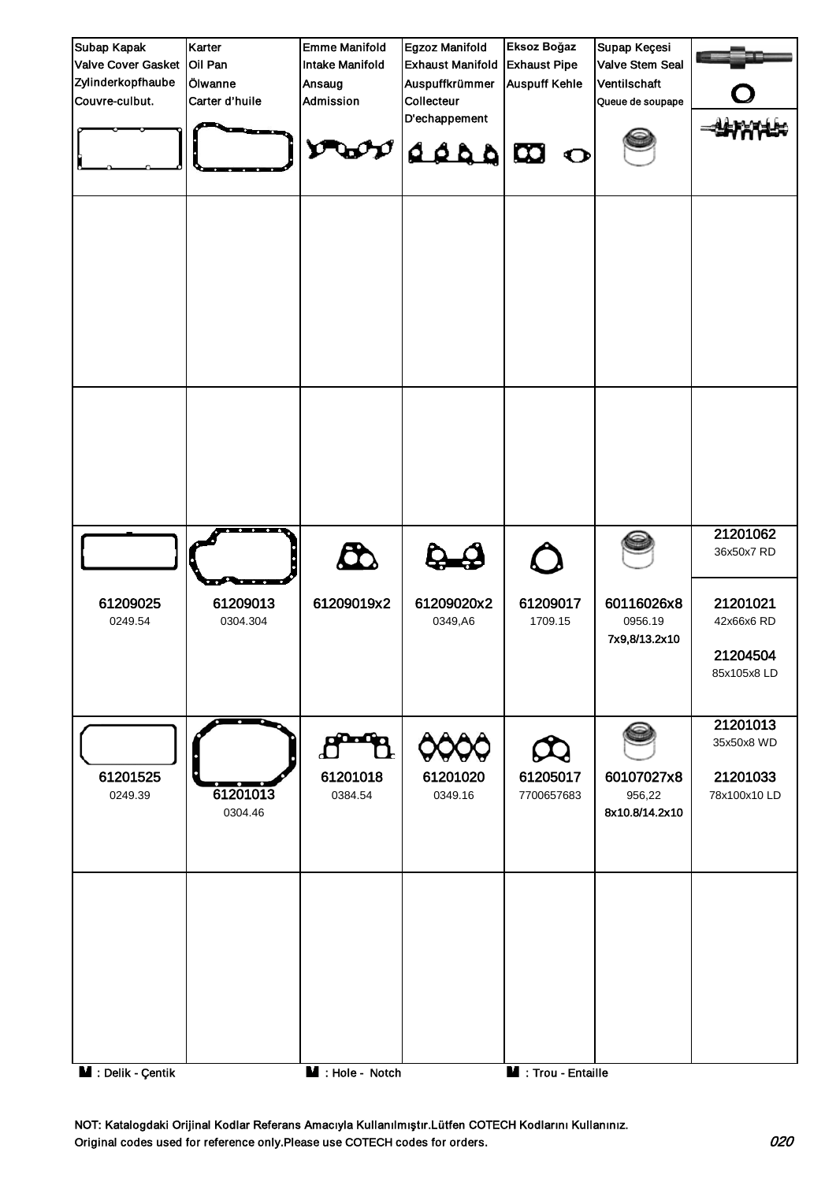| Subap Kapak<br>Valve Cover Gasket<br>Zylinderkopfhaube<br>Couvre-culbut. | Karter<br>Oil Pan<br>Ölwanne<br>Carter d'huile | Emme Manifold<br>Intake Manifold<br>Ansaug<br>Admission | Egzoz Manifold<br>Exhaust Manifold<br>Auspuffkrümmer<br>Collecteur<br>D'echappement | Eksoz Boğaz<br>Exhaust Pipe<br>Auspuff Kehle | Supap Keçesi<br>Valve Stem Seal<br>Ventilschaft<br>Queue de soupape | |
|---|---|---|---|---|---|---|
| | | | | | | |
| | | | | | | |
| 61209025<br>0249.54 | 61209013<br>0304.304 | 61209019x2 | 61209020x2<br>0349,A6 | 61209017<br>1709.15 | 60116026x8<br>0956.19<br>7x9,8/13.2x10 | 21201062<br>36x50x7 RD<br>21201021<br>42x66x6 RD<br>21204504<br>85x105x8 LD |
| 61201525<br>0249.39 | 61201013<br>0304.46 | 61201018<br>0384.54 | 61201020<br>0349.16 | 61205017<br>7700657683 | 60107027x8<br>956,22<br>8x10.8/14.2x10 | 21201013<br>35x50x8 WD<br>21201033<br>78x100x10 LD |
| | | | | | | |

**M** : Delik - Çentik **M** : Hole - Notch **M** : Trou - Entaille

NOT: Katalogdaki Orijinal Kodlar Referans Amacıyla Kullanılmıştır.Lütfen COTECH Kodlarını Kullanınız.
Original codes used for reference only.Please use COTECH codes for orders.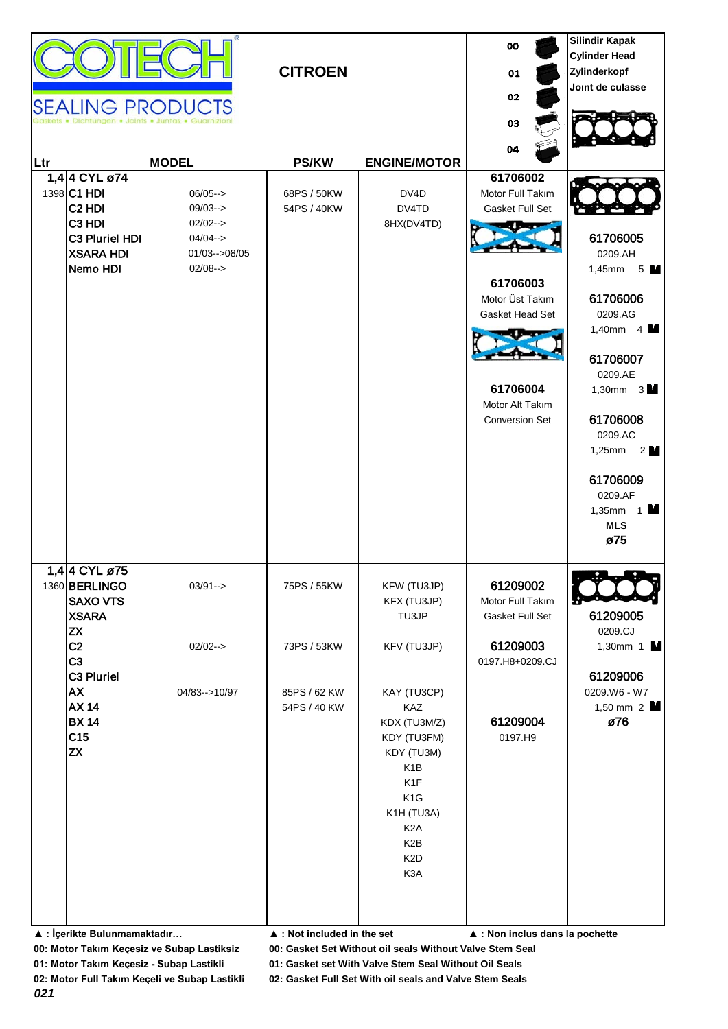# COTECH SEALING PRODUCTS

Gaskets • Dichtungen • Joints • Juntas • Guarnizioni

## CITROEN

00, 01, 02, 03, 04

**Silindir Kapak**
**Cylinder Head**
**Zylinderkopf**
**Joınt de culasse**

| Ltr | MODEL | | PS/KW | ENGINE/MOTOR | | |
|---|---|---|---|---|---|---|
| **1,4** | **4 CYL ø74** | | | | **61706002** Motor Full Takım Gasket Full Set | |
| 1398 | **C1 HDI** | 06/05--> | 68PS / 50KW | DV4D | | **61706005** 0209.AH 1,45mm 5 |
| | **C2 HDI** | 09/03--> | 54PS / 40KW | DV4TD | **61706003** Motor Üst Takım Gasket Head Set | **61706006** 0209.AG 1,40mm 4 |
| | **C3 HDI** | 02/02--> | | 8HX(DV4TD) | | **61706007** 0209.AE 1,30mm 3 |
| | **C3 Pluriel HDI** | 04/04--> | | | **61706004** Motor Alt Takım Conversion Set | **61706008** 0209.AC 1,25mm 2 |
| | **XSARA HDI** | 01/03-->08/05 | | | | **61706009** 0209.AF 1,35mm 1 |
| | **Nemo HDI** | 02/08--> | | | | **MLS ø75** |
| **1,4** | **4 CYL ø75** | | | | | |
| 1360 | **BERLINGO** | 03/91--> | 75PS / 55KW | KFW (TU3JP) | **61209002** Motor Full Takım Gasket Full Set | **61209005** 0209.CJ 1,30mm 1 |
| | **SAXO VTS** | | | KFX (TU3JP) | | |
| | **XSARA** | | | TU3JP | | |
| | **ZX** | | | | | |
| | **C2** | 02/02--> | 73PS / 53KW | KFV (TU3JP) | **61209003** 0197.H8+0209.CJ | **61209006** 0209.W6 - W7 1,50 mm 2 |
| | **C3** | | | | | **ø76** |
| | **C3 Pluriel** | | | | | |
| | **AX** | 04/83-->10/97 | 85PS / 62 KW | KAY (TU3CP) | **61209004** 0197.H9 | |
| | **AX 14** | | 54PS / 40 KW | KAZ | | |
| | **BX 14** | | | KDX (TU3M/Z) | | |
| | **C15** | | | KDY (TU3FM) | | |
| | **ZX** | | | KDY (TU3M) | | |
| | | | | K1B | | |
| | | | | K1F | | |
| | | | | K1G | | |
| | | | | K1H (TU3A) | | |
| | | | | K2A | | |
| | | | | K2B | | |
| | | | | K2D | | |
| | | | | K3A | | |

**▲ : İçerikte Bulunmamaktadır…** **▲ : Not included in the set** **▲ : Non inclus dans la pochette**

**00: Motor Takım Keçesiz ve Subap Lastiksiz** — **00: Gasket Set Without oil seals Without Valve Stem Seal**

**01: Motor Takım Keçesiz - Subap Lastikli** — **01: Gasket set With Valve Stem Seal Without Oil Seals**

**02: Motor Full Takım Keçeli ve Subap Lastikli** — **02: Gasket Full Set With oil seals and Valve Stem Seals**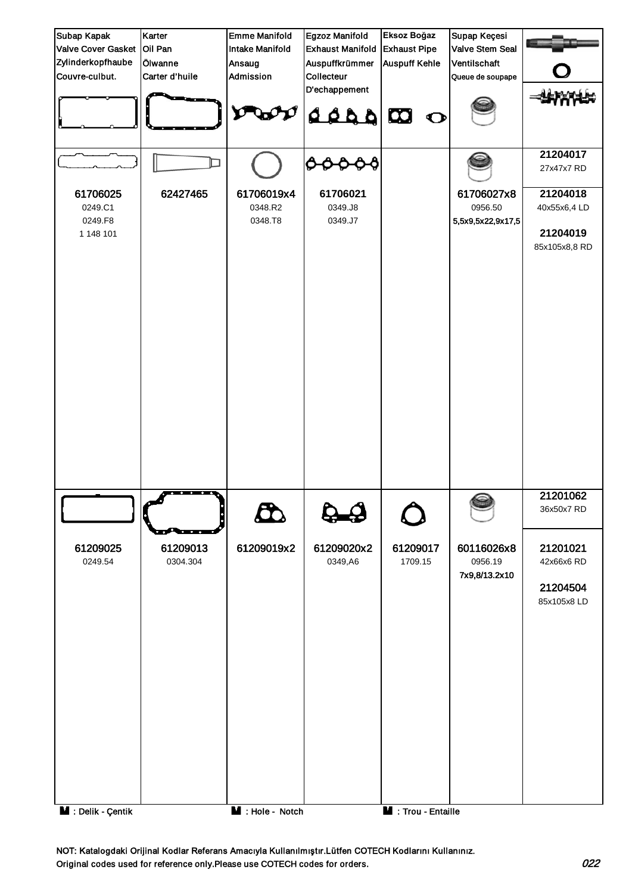| Subap Kapak<br>Valve Cover Gasket<br>Zylinderkopfhaube<br>Couvre-culbut. | Karter<br>Oil Pan<br>Ölwanne<br>Carter d'huile | Emme Manifold<br>Intake Manifold<br>Ansaug<br>Admission | Egzoz Manifold<br>Exhaust Manifold<br>Auspuffkrümmer<br>Collecteur<br>D'echappement | Eksoz Boğaz<br>Exhaust Pipe<br>Auspuff Kehle | Supap Keçesi<br>Valve Stem Seal<br>Ventilschaft<br>Queue de soupape | |
|---|---|---|---|---|---|---|
| | | | | | | **21204017**<br>27x47x7 RD |
| **61706025**<br>0249.C1<br>0249.F8<br>1 148 101 | **62427465** | **61706019x4**<br>0348.R2<br>0348.T8 | **61706021**<br>0349.J8<br>0349.J7 | | **61706027x8**<br>0956.50<br>5,5x9,5x22,9x17,5 | **21204018**<br>40x55x6,4 LD<br><br>**21204019**<br>85x105x8,8 RD |
| | | | | | | **21201062**<br>36x50x7 RD |
| **61209025**<br>0249.54 | **61209013**<br>0304.304 | **61209019x2** | **61209020x2**<br>0349,A6 | **61209017**<br>1709.15 | **60116026x8**<br>0956.19<br>7x9,8/13.2x10 | **21201021**<br>42x66x6 RD<br><br>**21204504**<br>85x105x8 LD |

**M** : Delik - Çentik **M** : Hole - Notch **M** : Trou - Entaille

NOT: Katalogdaki Orijinal Kodlar Referans Amacıyla Kullanılmıştır.Lütfen COTECH Kodlarını Kullanınız.
Original codes used for reference only.Please use COTECH codes for orders.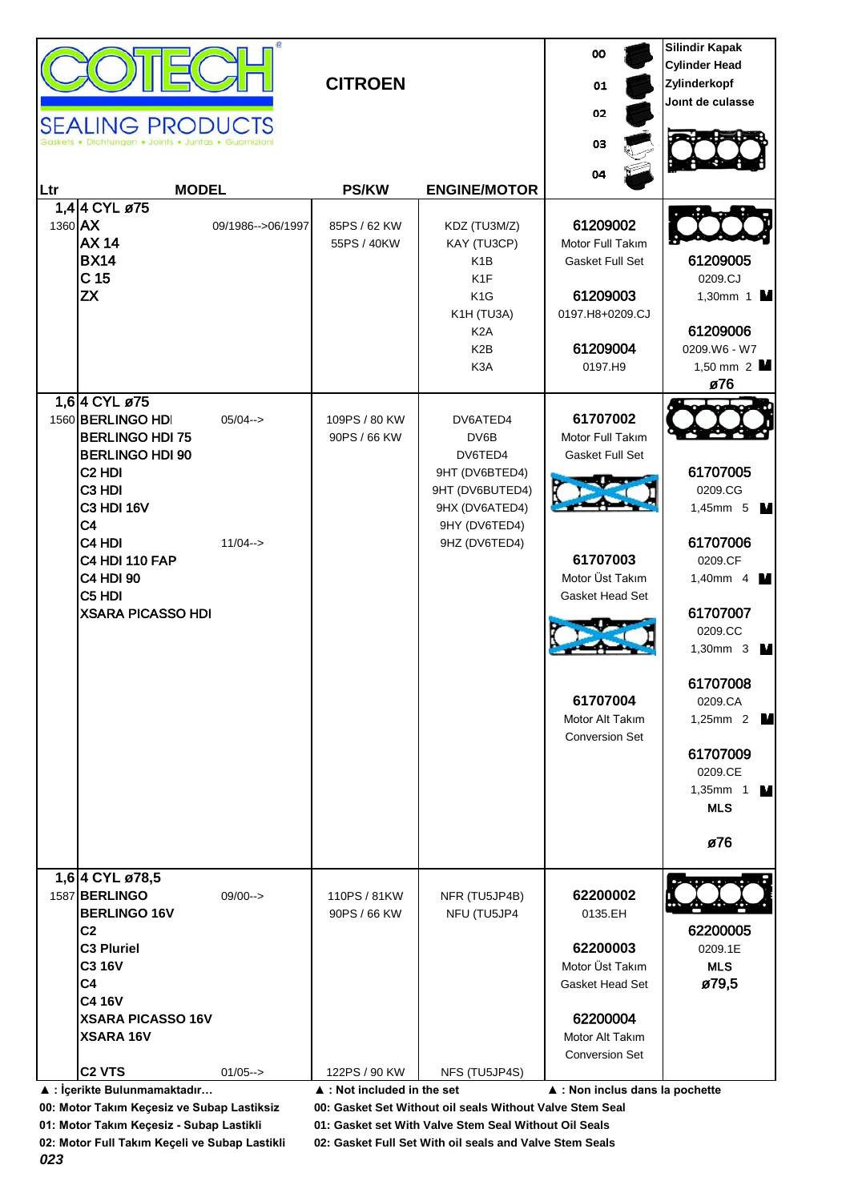| COTECH SEALING PRODUCTS Gaskets • Dichtungen • Joints • Juntas • Guarnizioni | CITROEN | | 00 / 01 / 02 / 03 / 04 | Silindir Kapak Cylinder Head Zylinderkopf Joint de culasse |
|---|---|---|---|---|
| **Ltr** / **MODEL** | **PS/KW** | **ENGINE/MOTOR** | | |
| **1,4 4 CYL ø75** | | | | |
| 1360 **AX** 09/1986-->06/1997 | 85PS / 62 KW | KDZ (TU3M/Z) | **61209002** | |
| **AX 14** | 55PS / 40KW | KAY (TU3CP) | Motor Full Takım | |
| **BX14** | | K1B | Gasket Full Set | **61209005** |
| **C 15** | | K1F | | 0209.CJ |
| **ZX** | | K1G | **61209003** | 1,30mm 1 M |
| | | K1H (TU3A) | 0197.H8+0209.CJ | |
| | | K2A | | **61209006** |
| | | K2B | **61209004** | 0209.W6 - W7 |
| | | K3A | 0197.H9 | 1,50 mm 2 M |
| | | | | **ø76** |
| **1,6 4 CYL ø75** | | | | |
| 1560 **BERLINGO HDI** 05/04--> | 109PS / 80 KW | DV6ATED4 | **61707002** | |
| **BERLINGO HDI 75** | 90PS / 66 KW | DV6B | Motor Full Takım | |
| **BERLINGO HDI 90** | | DV6TED4 | Gasket Full Set | |
| **C2 HDI** | | 9HT (DV6BTED4) | | **61707005** |
| **C3 HDI** | | 9HT (DV6BUTED4) | | 0209.CG |
| **C3 HDI 16V** | | 9HX (DV6ATED4) | | 1,45mm 5 M |
| **C4** | | 9HY (DV6TED4) | | |
| **C4 HDI** 11/04--> | | 9HZ (DV6TED4) | | **61707006** |
| **C4 HDI 110 FAP** | | | **61707003** | 0209.CF |
| **C4 HDI 90** | | | Motor Üst Takım | 1,40mm 4 M |
| **C5 HDI** | | | Gasket Head Set | |
| **XSARA PICASSO HDI** | | | | **61707007** |
| | | | | 0209.CC |
| | | | | 1,30mm 3 M |
| | | | | **61707008** |
| | | | **61707004** | 0209.CA |
| | | | Motor Alt Takım | 1,25mm 2 M |
| | | | Conversion Set | |
| | | | | **61707009** |
| | | | | 0209.CE |
| | | | | 1,35mm 1 M |
| | | | | **MLS** |
| | | | | **ø76** |
| **1,6 4 CYL ø78,5** | | | | |
| 1587 **BERLINGO** 09/00--> | 110PS / 81KW | NFR (TU5JP4B) | **62200002** | |
| **BERLINGO 16V** | 90PS / 66 KW | NFU (TU5JP4 | 0135.EH | |
| **C2** | | | | **62200005** |
| **C3 Pluriel** | | | **62200003** | 0209.1E |
| **C3 16V** | | | Motor Üst Takım | **MLS** |
| **C4** | | | Gasket Head Set | **ø79,5** |
| **C4 16V** | | | | |
| **XSARA PICASSO 16V** | | | **62200004** | |
| **XSARA 16V** | | | Motor Alt Takım | |
| | | | Conversion Set | |
| **C2 VTS** 01/05--> | 122PS / 90 KW | NFS (TU5JP4S) | | |

**▲ : İçerikte Bulunmamaktadır…** **▲ : Not included in the set** **▲ : Non inclus dans la pochette**

**00: Motor Takım Keçesiz ve Subap Lastiksiz** **00: Gasket Set Without oil seals Without Valve Stem Seal**

**01: Motor Takım Keçesiz - Subap Lastikli** **01: Gasket set With Valve Stem Seal Without Oil Seals**

**02: Motor Full Takım Keçeli ve Subap Lastikli** **02: Gasket Full Set With oil seals and Valve Stem Seals**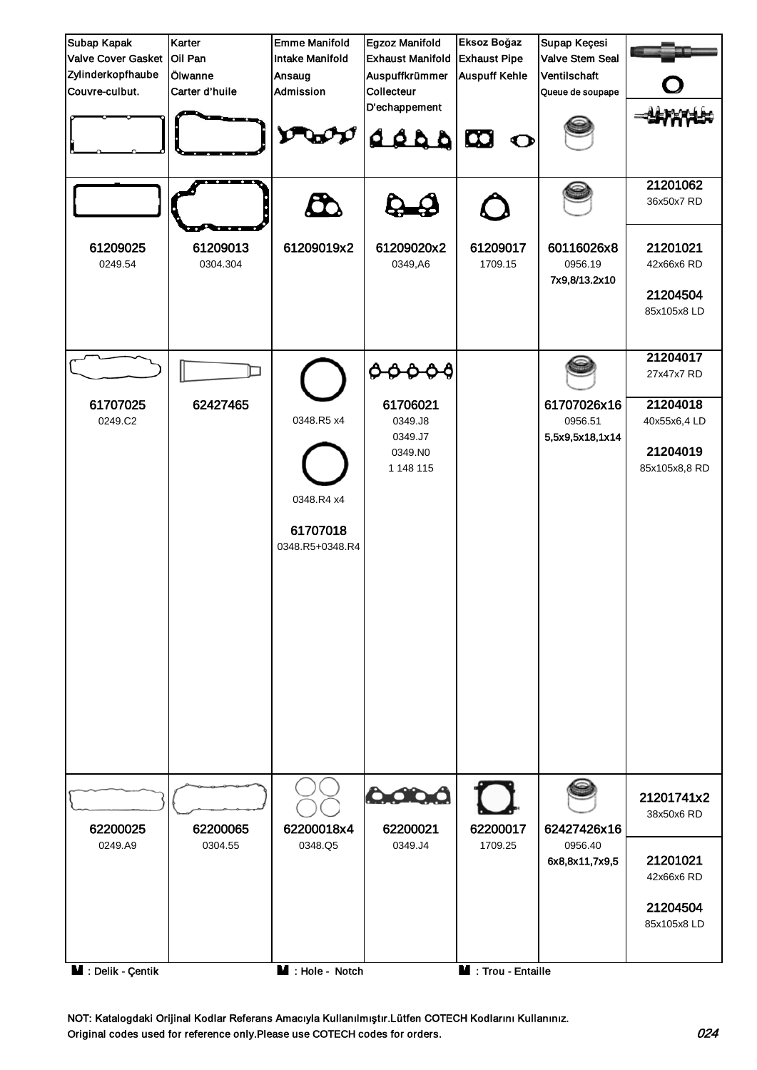| Subap Kapak<br>Valve Cover Gasket<br>Zylinderkopfhaube<br>Couvre-culbut. | Karter<br>Oil Pan<br>Ölwanne<br>Carter d'huile | Emme Manifold<br>Intake Manifold<br>Ansaug<br>Admission | Egzoz Manifold<br>Exhaust Manifold<br>Auspuffkrümmer<br>Collecteur<br>D'echappement | Eksoz Boğaz<br>Exhaust Pipe<br>Auspuff Kehle | Supap Keçesi<br>Valve Stem Seal<br>Ventilschaft<br>Queue de soupape | |
|---|---|---|---|---|---|---|
| 61209025<br>0249.54 | 61209013<br>0304.304 | 61209019x2 | 61209020x2<br>0349,A6 | 61209017<br>1709.15 | 60116026x8<br>0956.19<br>7x9,8/13.2x10 | 21201062<br>36x50x7 RD<br><br>21201021<br>42x66x6 RD<br><br>21204504<br>85x105x8 LD |
| 61707025<br>0249.C2 | 62427465 | 0348.R5 x4<br><br>0348.R4 x4<br><br>61707018<br>0348.R5+0348.R4 | 61706021<br>0349.J8<br>0349.J7<br>0349.N0<br>1 148 115 | | 61707026x16<br>0956.51<br>5,5x9,5x18,1x14 | 21204017<br>27x47x7 RD<br><br>21204018<br>40x55x6,4 LD<br><br>21204019<br>85x105x8,8 RD |
| 62200025<br>0249.A9 | 62200065<br>0304.55 | 62200018x4<br>0348.Q5 | 62200021<br>0349.J4 | 62200017<br>1709.25 | 62427426x16<br>0956.40<br>6x8,8x11,7x9,5 | 21201741x2<br>38x50x6 RD<br><br>21201021<br>42x66x6 RD<br><br>21204504<br>85x105x8 LD |

: Delik - Çentik    : Hole - Notch    : Trou - Entaille

NOT: Katalogdaki Orijinal Kodlar Referans Amacıyla Kullanılmıştır.Lütfen COTECH Kodlarını Kullanınız.
Original codes used for reference only.Please use COTECH codes for orders.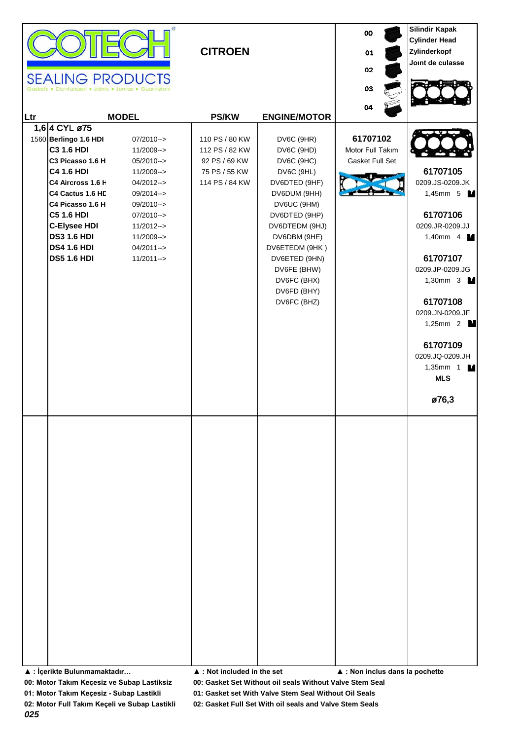**COTECH** SEALING PRODUCTS
Gaskets • Dichtungen • Joints • Juntas • Guarnizioni

## CITROEN

00
01
02
03
04

Silindir Kapak
Cylinder Head
Zylinderkopf
Joınt de culasse

| Ltr | MODEL | | PS/KW | ENGINE/MOTOR | | |
|---|---|---|---|---|---|---|
| 1,6 | 4 CYL ø75 | | | | | |
| 1560 | Berlingo 1.6 HDI | 07/2010--> | 110 PS / 80 KW | DV6C (9HR) | **61707102** | |
| | C3 1.6 HDI | 11/2009--> | 112 PS / 82 KW | DV6C (9HD) | Motor Full Takım | |
| | C3 Picasso 1.6 H | 05/2010--> | 92 PS / 69 KW | DV6C (9HC) | Gasket Full Set | |
| | C4 1.6 HDI | 11/2009--> | 75 PS / 55 KW | DV6C (9HL) | | **61707105** |
| | C4 Aircross 1.6 H | 04/2012--> | 114 PS / 84 KW | DV6DTED (9HF) | | 0209.JS-0209.JK |
| | C4 Cactus 1.6 HD | 09/2014--> | | DV6DUM (9HH) | | 1,45mm 5 |
| | C4 Picasso 1.6 H | 09/2010--> | | DV6UC (9HM) | | |
| | C5 1.6 HDI | 07/2010--> | | DV6DTED (9HP) | | **61707106** |
| | C-Elysee HDI | 11/2012--> | | DV6DTEDM (9HJ) | | 0209.JR-0209.JJ |
| | DS3 1.6 HDI | 11/2009--> | | DV6DBM (9HE) | | 1,40mm 4 |
| | DS4 1.6 HDI | 04/2011--> | | DV6ETEDM (9HK ) | | |
| | DS5 1.6 HDI | 11/2011--> | | DV6ETED (9HN) | | **61707107** |
| | | | | DV6FE (BHW) | | 0209.JP-0209.JG |
| | | | | DV6FC (BHX) | | 1,30mm 3 |
| | | | | DV6FD (BHY) | | |
| | | | | DV6FC (BHZ) | | **61707108** |
| | | | | | | 0209.JN-0209.JF |
| | | | | | | 1,25mm 2 |
| | | | | | | |
| | | | | | | **61707109** |
| | | | | | | 0209.JQ-0209.JH |
| | | | | | | 1,35mm 1 |
| | | | | | | **MLS** |
| | | | | | | **ø76,3** |

▲ : İçerikte Bulunmamaktadır… ▲ : Not included in the set ▲ : Non inclus dans la pochette

**00: Motor Takım Keçesiz ve Subap Lastiksiz** **00: Gasket Set Without oil seals Without Valve Stem Seal**

**01: Motor Takım Keçesiz - Subap Lastikli** **01: Gasket set With Valve Stem Seal Without Oil Seals**

**02: Motor Full Takım Keçeli ve Subap Lastikli** **02: Gasket Full Set With oil seals and Valve Stem Seals**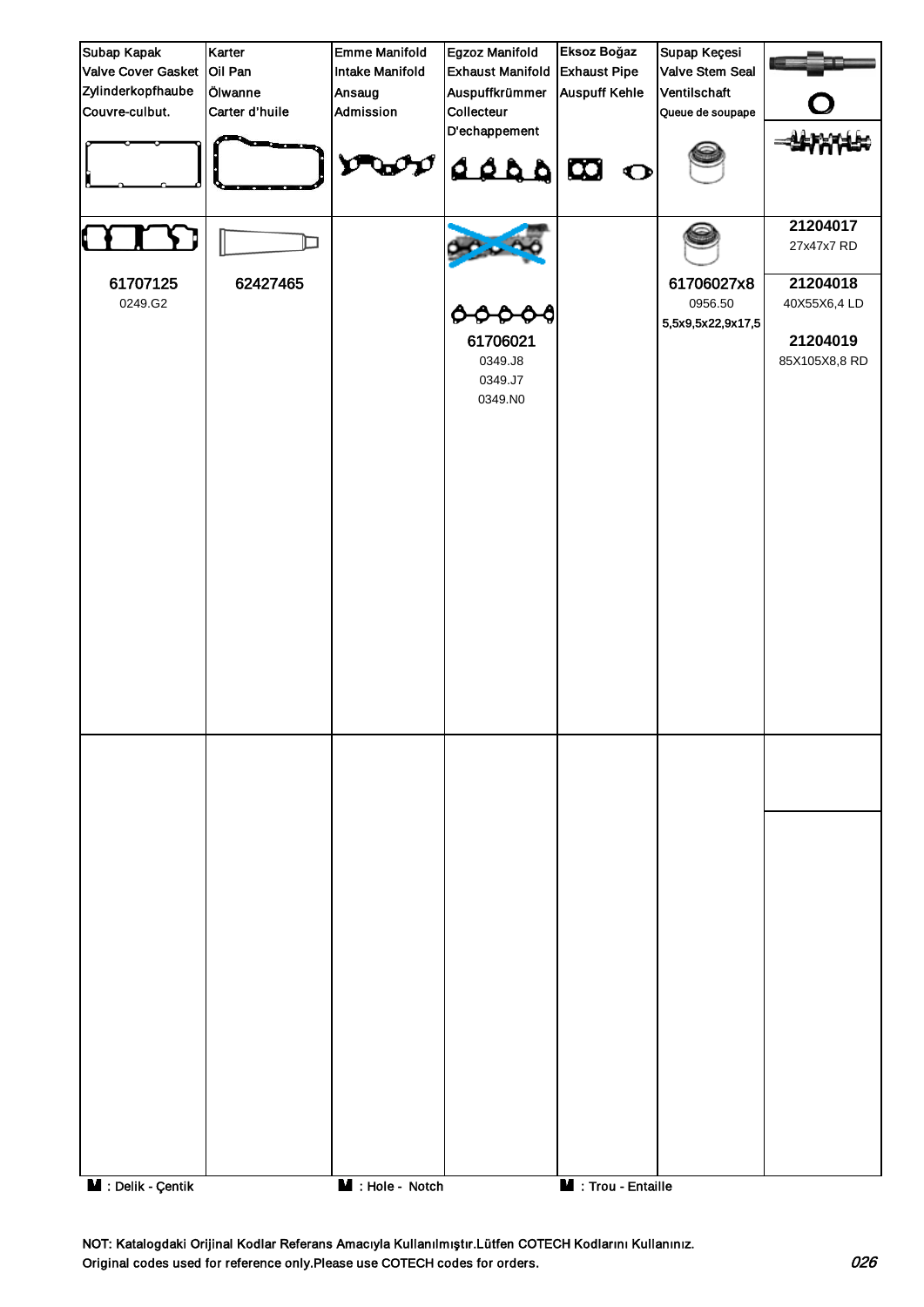| Subap Kapak<br>Valve Cover Gasket<br>Zylinderkopfhaube<br>Couvre-culbut. | Karter<br>Oil Pan<br>Ölwanne<br>Carter d'huile | Emme Manifold<br>Intake Manifold<br>Ansaug<br>Admission | Egzoz Manifold<br>Exhaust Manifold<br>Auspuffkrümmer<br>Collecteur<br>D'echappement | Eksoz Boğaz<br>Exhaust Pipe<br>Auspuff Kehle | Supap Keçesi<br>Valve Stem Seal<br>Ventilschaft<br>Queue de soupape | |
|---|---|---|---|---|---|---|
| **61707125**<br>0249.G2 | **62427465** | | **61706021**<br>0349.J8<br>0349.J7<br>0349.N0 | | **61706027x8**<br>0956.50<br>5,5x9,5x22,9x17,5 | **21204017**<br>27x47x7 RD<br>**21204018**<br>40X55X6,4 LD<br>**21204019**<br>85X105X8,8 RD |
| | | | | | | |

▮ : Delik - Çentik ▮ : Hole - Notch ▮ : Trou - Entaille

NOT: Katalogdaki Orijinal Kodlar Referans Amacıyla Kullanılmıştır.Lütfen COTECH Kodlarını Kullanınız.
Original codes used for reference only.Please use COTECH codes for orders.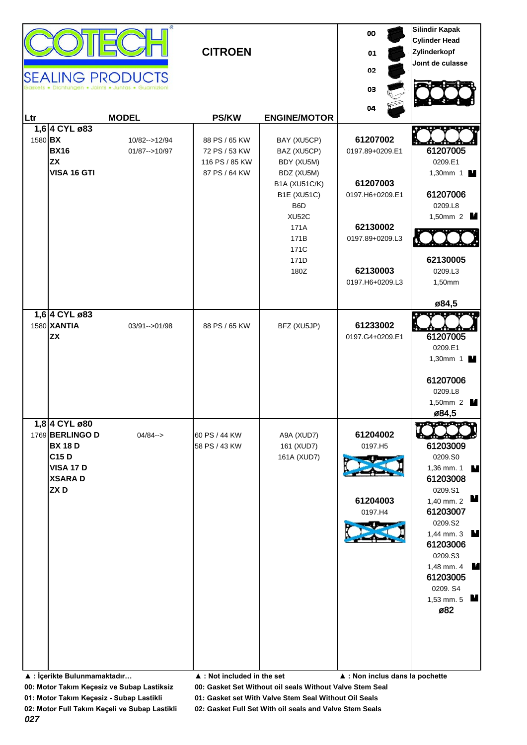# COTECH SEALING PRODUCTS

Gaskets • Dichtungen • Joints • Juntas • Guarnizioni

## CITROEN

00 / 01 / 02 / 03 / 04

Silindir Kapak / Cylinder Head / Zylinderkopf / Joint de culasse

| Ltr | MODEL | | PS/KW | ENGINE/MOTOR | 00 / 01 / 02 / 03 / 04 | Silindir Kapak |
|---|---|---|---|---|---|---|
| 1,6 | **4 CYL ø83** | | | | | |
| 1580 | **BX** | 10/82-->12/94 | 88 PS / 65 KW | BAY (XU5CP) | **61207002** | |
| | **BX16** | 01/87-->10/97 | 72 PS / 53 KW | BAZ (XU5CP) | 0197.89+0209.E1 | **61207005** |
| | **ZX** | | 116 PS / 85 KW | BDY (XU5M) | | 0209.E1 |
| | **VISA 16 GTI** | | 87 PS / 64 KW | BDZ (XU5M) | | 1,30mm 1 |
| | | | | B1A (XU51C/K) | **61207003** | |
| | | | | B1E (XU51C) | 0197.H6+0209.E1 | **61207006** |
| | | | | B6D | | 0209.L8 |
| | | | | XU52C | | 1,50mm 2 |
| | | | | 171A | **62130002** | |
| | | | | 171B | 0197.89+0209.L3 | |
| | | | | 171C | | |
| | | | | 171D | | **62130005** |
| | | | | 180Z | **62130003** | 0209.L3 |
| | | | | | 0197.H6+0209.L3 | 1,50mm |
| | | | | | | **ø84,5** |
| 1,6 | **4 CYL ø83** | | | | | |
| 1580 | **XANTIA** | 03/91-->01/98 | 88 PS / 65 KW | BFZ (XU5JP) | **61233002** | |
| | **ZX** | | | | 0197.G4+0209.E1 | **61207005** |
| | | | | | | 0209.E1 |
| | | | | | | 1,30mm 1 |
| | | | | | | **61207006** |
| | | | | | | 0209.L8 |
| | | | | | | 1,50mm 2 |
| | | | | | | **ø84,5** |
| 1,8 | **4 CYL ø80** | | | | | |
| 1769 | **BERLINGO D** | 04/84--> | 60 PS / 44 KW | A9A (XUD7) | **61204002** | |
| | **BX 18 D** | | 58 PS / 43 KW | 161 (XUD7) | 0197.H5 | **61203009** |
| | **C15 D** | | | 161A (XUD7) | | 0209.S0 |
| | **VISA 17 D** | | | | | 1,36 mm. 1 |
| | **XSARA D** | | | | | **61203008** |
| | **ZX D** | | | | | 0209.S1 |
| | | | | | **61204003** | 1,40 mm. 2 |
| | | | | | 0197.H4 | **61203007** |
| | | | | | | 0209.S2 |
| | | | | | | 1,44 mm. 3 |
| | | | | | | **61203006** |
| | | | | | | 0209.S3 |
| | | | | | | 1,48 mm. 4 |
| | | | | | | **61203005** |
| | | | | | | 0209. S4 |
| | | | | | | 1,53 mm. 5 |
| | | | | | | **ø82** |

**▲ : İçerikte Bulunmamaktadır…** **▲ : Not included in the set** **▲ : Non inclus dans la pochette**

**00: Motor Takım Keçesiz ve Subap Lastiksiz** **00: Gasket Set Without oil seals Without Valve Stem Seal**

**01: Motor Takım Keçesiz - Subap Lastikli** **01: Gasket set With Valve Stem Seal Without Oil Seals**

**02: Motor Full Takım Keçeli ve Subap Lastikli** **02: Gasket Full Set With oil seals and Valve Stem Seals**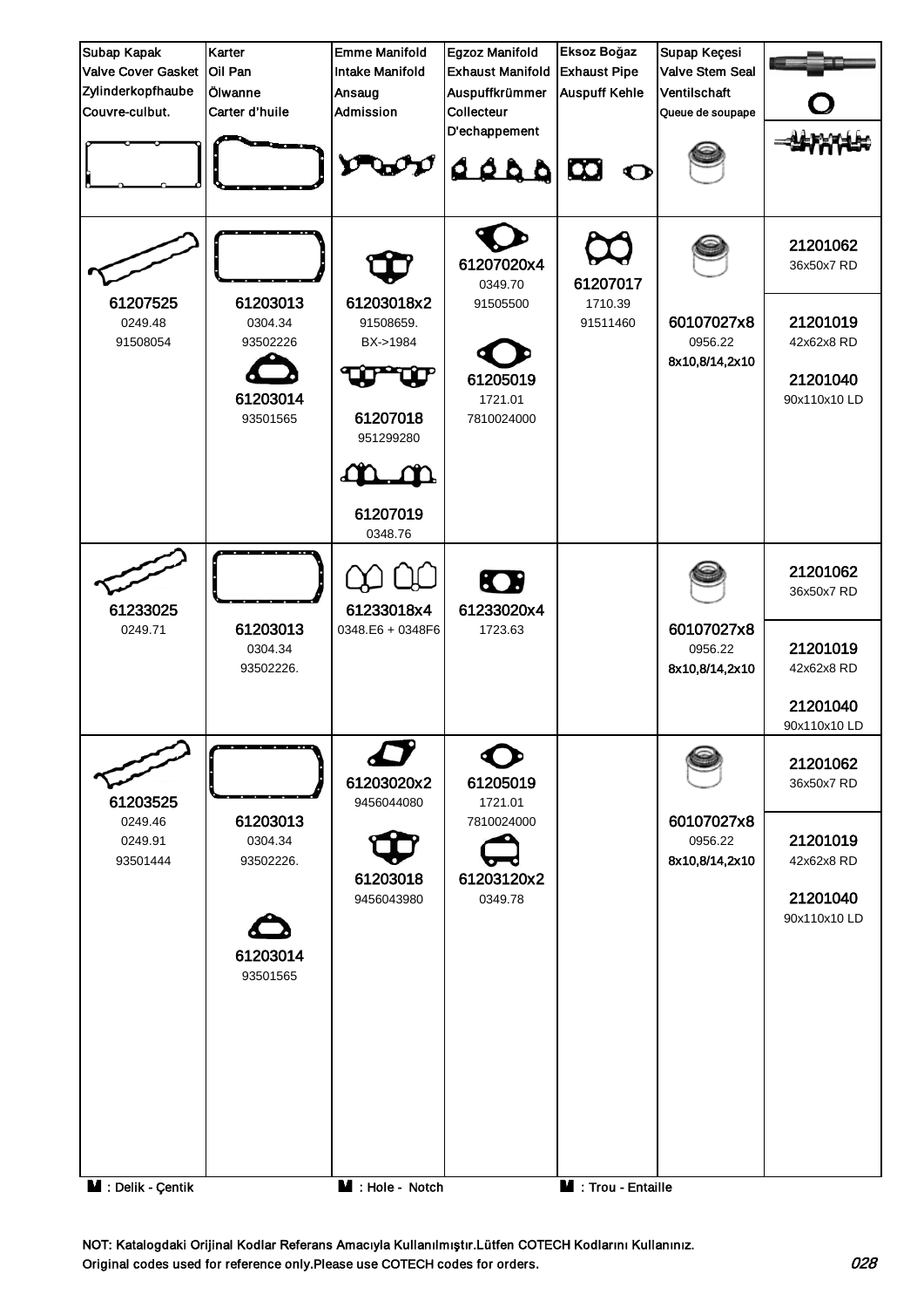| Subap Kapak<br>Valve Cover Gasket<br>Zylinderkopfhaube<br>Couvre-culbut. | Karter<br>Oil Pan<br>Ölwanne<br>Carter d'huile | Emme Manifold<br>Intake Manifold<br>Ansaug<br>Admission | Egzoz Manifold<br>Exhaust Manifold<br>Auspuffkrümmer<br>Collecteur<br>D'echappement | Eksoz Boğaz<br>Exhaust Pipe<br>Auspuff Kehle | Supap Keçesi<br>Valve Stem Seal<br>Ventilschaft<br>Queue de soupape | |
|---|---|---|---|---|---|---|
| 61207525<br>0249.48<br>91508054 | 61203013<br>0304.34<br>93502226<br><br>61203014<br>93501565 | 61203018x2<br>91508659.<br>BX->1984<br><br>61207018<br>951299280<br><br>61207019<br>0348.76 | 61207020x4<br>0349.70<br>91505500<br><br>61205019<br>1721.01<br>7810024000 | 61207017<br>1710.39<br>91511460 | 60107027x8<br>0956.22<br>8x10,8/14,2x10 | 21201062<br>36x50x7 RD<br><br>21201019<br>42x62x8 RD<br><br>21201040<br>90x110x10 LD |
| 61233025<br>0249.71 | 61203013<br>0304.34<br>93502226. | 61233018x4<br>0348.E6 + 0348F6 | 61233020x4<br>1723.63 | | 60107027x8<br>0956.22<br>8x10,8/14,2x10 | 21201062<br>36x50x7 RD<br><br>21201019<br>42x62x8 RD<br><br>21201040<br>90x110x10 LD |
| 61203525<br>0249.46<br>0249.91<br>93501444 | 61203013<br>0304.34<br>93502226.<br><br>61203014<br>93501565 | 61203020x2<br>9456044080<br><br>61203018<br>9456043980 | 61205019<br>1721.01<br>7810024000<br><br>61203120x2<br>0349.78 | | 60107027x8<br>0956.22<br>8x10,8/14,2x10 | 21201062<br>36x50x7 RD<br><br>21201019<br>42x62x8 RD<br><br>21201040<br>90x110x10 LD |

M : Delik - Çentik    M : Hole - Notch    M : Trou - Entaille

NOT: Katalogdaki Orijinal Kodlar Referans Amacıyla Kullanılmıştır.Lütfen COTECH Kodlarını Kullanınız.
Original codes used for reference only.Please use COTECH codes for orders.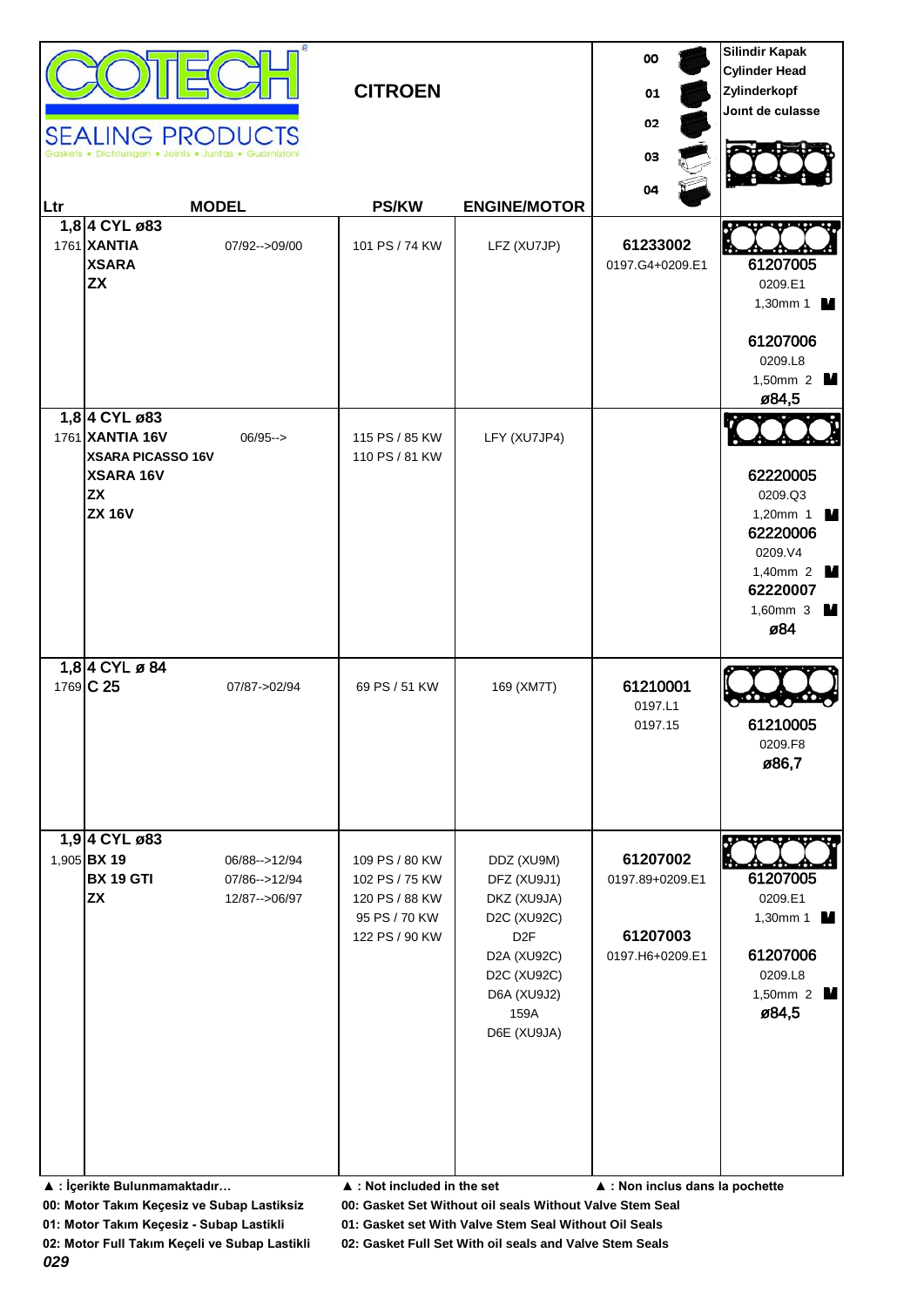# COTECH SEALING PRODUCTS

Gaskets • Dichtungen • Joints • Juntas • Guarnizioni

## CITROEN

| Ltr | MODEL | | PS/KW | ENGINE/MOTOR | 00 / 01 / 02 / 03 / 04 | Silindir Kapak / Cylinder Head / Zylinderkopf / Joınt de culasse |
|---|---|---|---|---|---|---|
| 1,8 | **4 CYL ø83** | | | | | |
| 1761 | **XANTIA** | 07/92-->09/00 | 101 PS / 74 KW | LFZ (XU7JP) | **61233002** 0197.G4+0209.E1 | |
| | **XSARA** | | | | | **61207005** 0209.E1 1,30mm 1 M |
| | **ZX** | | | | | |
| | | | | | | **61207006** 0209.L8 1,50mm 2 M **ø84,5** |
| 1,8 | **4 CYL ø83** | | | | | |
| 1761 | **XANTIA 16V** | 06/95--> | 115 PS / 85 KW | LFY (XU7JP4) | | |
| | **XSARA PICASSO 16V** | | 110 PS / 81 KW | | | |
| | **XSARA 16V** | | | | | **62220005** 0209.Q3 1,20mm 1 M |
| | **ZX** | | | | | |
| | **ZX 16V** | | | | | **62220006** 0209.V4 1,40mm 2 M |
| | | | | | | **62220007** 1,60mm 3 M **ø84** |
| 1,8 | **4 CYL ø 84** | | | | | |
| 1769 | **C 25** | 07/87->02/94 | 69 PS / 51 KW | 169 (XM7T) | **61210001** 0197.L1 0197.15 | **61210005** 0209.F8 **ø86,7** |
| 1,9 | **4 CYL ø83** | | | | | |
| 1,905 | **BX 19** | 06/88-->12/94 | 109 PS / 80 KW | DDZ (XU9M) | **61207002** 0197.89+0209.E1 | **61207005** 0209.E1 1,30mm 1 M |
| | **BX 19 GTI** | 07/86-->12/94 | 102 PS / 75 KW | DFZ (XU9J1) | | |
| | **ZX** | 12/87-->06/97 | 120 PS / 88 KW | DKZ (XU9JA) | | |
| | | | 95 PS / 70 KW | D2C (XU92C) | | |
| | | | 122 PS / 90 KW | D2F | **61207003** 0197.H6+0209.E1 | **61207006** 0209.L8 1,50mm 2 M **ø84,5** |
| | | | | D2A (XU92C) | | |
| | | | | D2C (XU92C) | | |
| | | | | D6A (XU9J2) | | |
| | | | | 159A | | |
| | | | | D6E (XU9JA) | | |

▲ : İçerikte Bulunmamaktadır… ▲ : Not included in the set ▲ : Non inclus dans la pochette

**00: Motor Takım Keçesiz ve Subap Lastiksiz** — **00: Gasket Set Without oil seals Without Valve Stem Seal**

**01: Motor Takım Keçesiz - Subap Lastikli** — **01: Gasket set With Valve Stem Seal Without Oil Seals**

**02: Motor Full Takım Keçeli ve Subap Lastikli** — **02: Gasket Full Set With oil seals and Valve Stem Seals**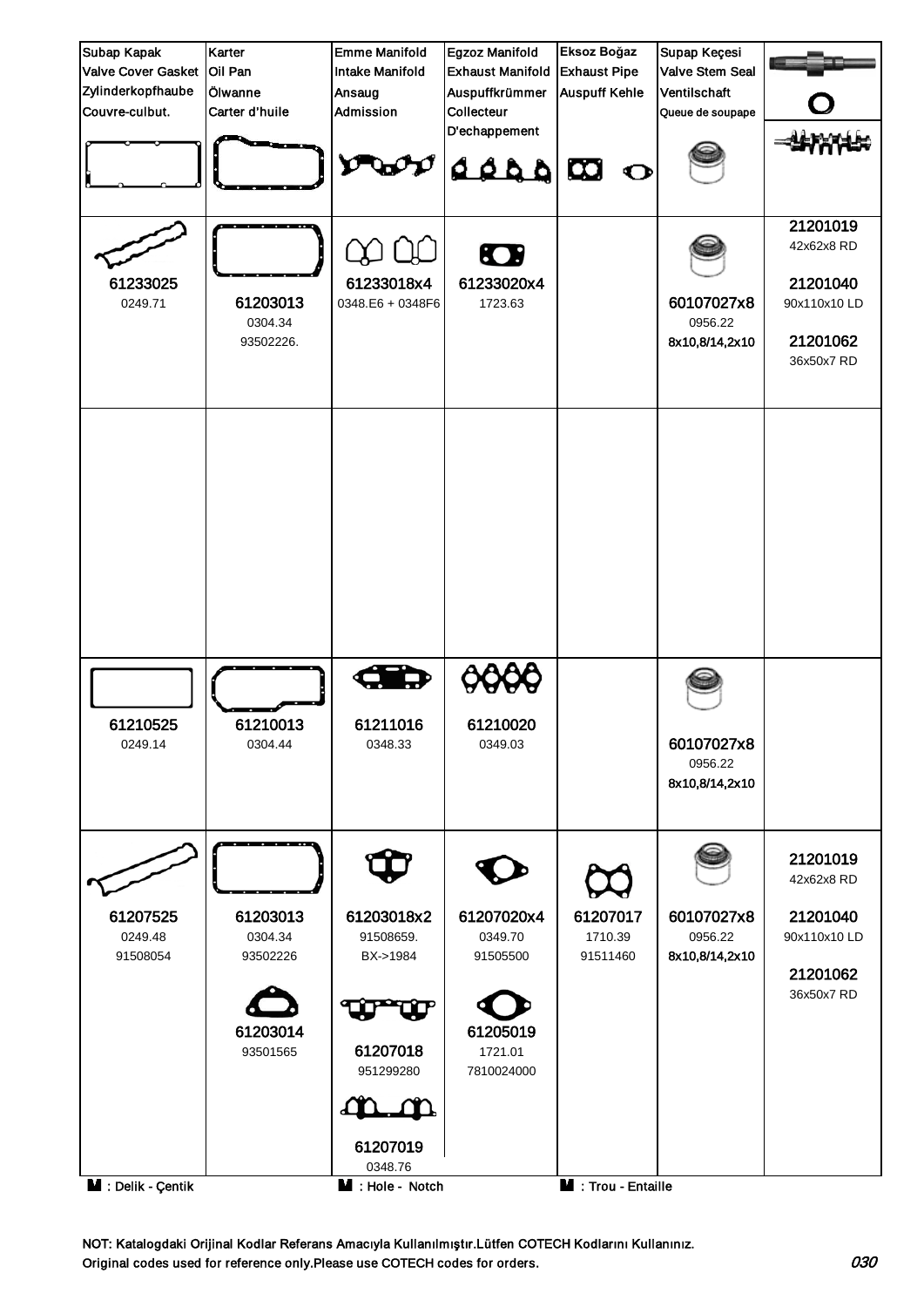| Subap Kapak<br>Valve Cover Gasket<br>Zylinderkopfhaube<br>Couvre-culbut. | Karter<br>Oil Pan<br>Ölwanne<br>Carter d'huile | Emme Manifold<br>Intake Manifold<br>Ansaug<br>Admission | Egzoz Manifold<br>Exhaust Manifold<br>Auspuffkrümmer<br>Collecteur<br>D'echappement | Eksoz Boğaz<br>Exhaust Pipe<br>Auspuff Kehle | Supap Keçesi<br>Valve Stem Seal<br>Ventilschaft<br>Queue de soupape | |
|---|---|---|---|---|---|---|
| 61233025<br>0249.71 | 61203013<br>0304.34<br>93502226. | 61233018x4<br>0348.E6 + 0348F6 | 61233020x4<br>1723.63 | | 60107027x8<br>0956.22<br>8x10,8/14,2x10 | 21201019<br>42x62x8 RD<br>21201040<br>90x110x10 LD<br>21201062<br>36x50x7 RD |
| | | | | | | |
| 61210525<br>0249.14 | 61210013<br>0304.44 | 61211016<br>0348.33 | 61210020<br>0349.03 | | 60107027x8<br>0956.22<br>8x10,8/14,2x10 | |
| 61207525<br>0249.48<br>91508054 | 61203013<br>0304.34<br>93502226<br>61203014<br>93501565 | 61203018x2<br>91508659.<br>BX->1984<br>61207018<br>951299280<br>61207019<br>0348.76 | 61207020x4<br>0349.70<br>91505500<br>61205019<br>1721.01<br>7810024000 | 61207017<br>1710.39<br>91511460 | 60107027x8<br>0956.22<br>8x10,8/14,2x10 | 21201019<br>42x62x8 RD<br>21201040<br>90x110x10 LD<br>21201062<br>36x50x7 RD |

: Delik - Çentik  : Hole - Notch  : Trou - Entaille

NOT: Katalogdaki Orijinal Kodlar Referans Amacıyla Kullanılmıştır.Lütfen COTECH Kodlarını Kullanınız.
Original codes used for reference only.Please use COTECH codes for orders.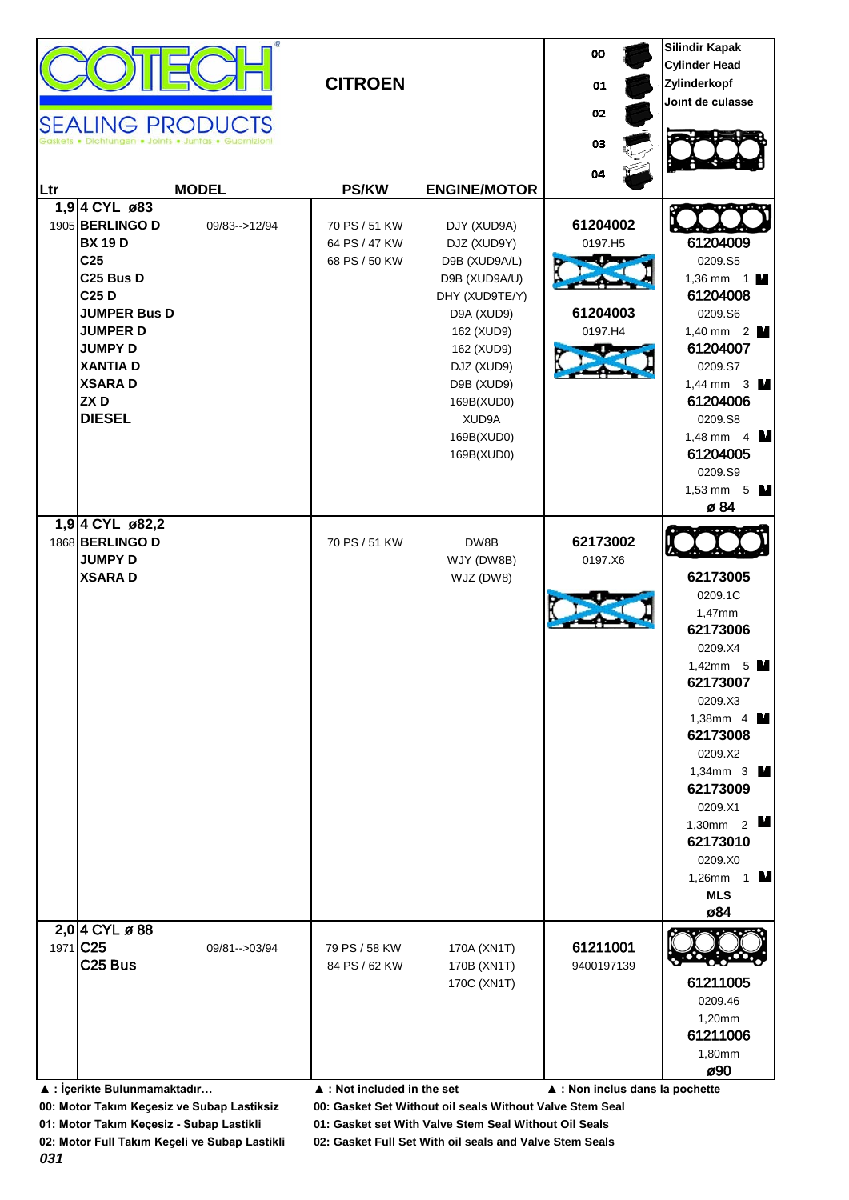**COTECH SEALING PRODUCTS**
Gaskets • Dichtungen • Joints • Juntas • Guarnizioni

# CITROEN

00 / 01 / 02 / 03 / 04

**Silindir Kapak / Cylinder Head / Zylinderkopf / Joint de culasse**

| Ltr | MODEL | | PS/KW | ENGINE/MOTOR | | Silindir Kapak |
|---|---|---|---|---|---|---|
| **1,9** | **4 CYL ø83** | | | | | |
| 1905 | **BERLINGO D** | 09/83-->12/94 | 70 PS / 51 KW | DJY (XUD9A) | **61204002** | **61204009** |
| | **BX 19 D** | | 64 PS / 47 KW | DJZ (XUD9Y) | 0197.H5 | 0209.S5 |
| | **C25** | | 68 PS / 50 KW | D9B (XUD9A/L) | | 1,36 mm 1 |
| | **C25 Bus D** | | | D9B (XUD9A/U) | | **61204008** |
| | **C25 D** | | | DHY (XUD9TE/Y) | | 0209.S6 |
| | **JUMPER Bus D** | | | D9A (XUD9) | **61204003** | 1,40 mm 2 |
| | **JUMPER D** | | | 162 (XUD9) | 0197.H4 | **61204007** |
| | **JUMPY D** | | | 162 (XUD9) | | 0209.S7 |
| | **XANTIA D** | | | DJZ (XUD9) | | 1,44 mm 3 |
| | **XSARA D** | | | D9B (XUD9) | | **61204006** |
| | **ZX D** | | | 169B(XUD0) | | 0209.S8 |
| | **DIESEL** | | | XUD9A | | 1,48 mm 4 |
| | | | | 169B(XUD0) | | **61204005** |
| | | | | 169B(XUD0) | | 0209.S9 |
| | | | | | | 1,53 mm 5 |
| | | | | | | **ø 84** |
| **1,9** | **4 CYL ø82,2** | | | | | |
| 1868 | **BERLINGO D** | | 70 PS / 51 KW | DW8B | **62173002** | |
| | **JUMPY D** | | | WJY (DW8B) | 0197.X6 | |
| | **XSARA D** | | | WJZ (DW8) | | **62173005** |
| | | | | | | 0209.1C |
| | | | | | | 1,47mm |
| | | | | | | **62173006** |
| | | | | | | 0209.X4 |
| | | | | | | 1,42mm 5 |
| | | | | | | **62173007** |
| | | | | | | 0209.X3 |
| | | | | | | 1,38mm 4 |
| | | | | | | **62173008** |
| | | | | | | 0209.X2 |
| | | | | | | 1,34mm 3 |
| | | | | | | **62173009** |
| | | | | | | 0209.X1 |
| | | | | | | 1,30mm 2 |
| | | | | | | **62173010** |
| | | | | | | 0209.X0 |
| | | | | | | 1,26mm 1 |
| | | | | | | **MLS** |
| | | | | | | **ø84** |
| **2,0** | **4 CYL ø 88** | | | | | |
| 1971 | **C25** | 09/81-->03/94 | 79 PS / 58 KW | 170A (XN1T) | **61211001** | |
| | **C25 Bus** | | 84 PS / 62 KW | 170B (XN1T) | 9400197139 | **61211005** |
| | | | | 170C (XN1T) | | 0209.46 |
| | | | | | | 1,20mm |
| | | | | | | **61211006** |
| | | | | | | 1,80mm |
| | | | | | | **ø90** |

▲ : İçerikte Bulunmamaktadır… — ▲ : Not included in the set — ▲ : Non inclus dans la pochette

**00: Motor Takım Keçesiz ve Subap Lastiksiz** — **00: Gasket Set Without oil seals Without Valve Stem Seal**
**01: Motor Takım Keçesiz - Subap Lastikli** — **01: Gasket set With Valve Stem Seal Without Oil Seals**
**02: Motor Full Takım Keçeli ve Subap Lastikli** — **02: Gasket Full Set With oil seals and Valve Stem Seals**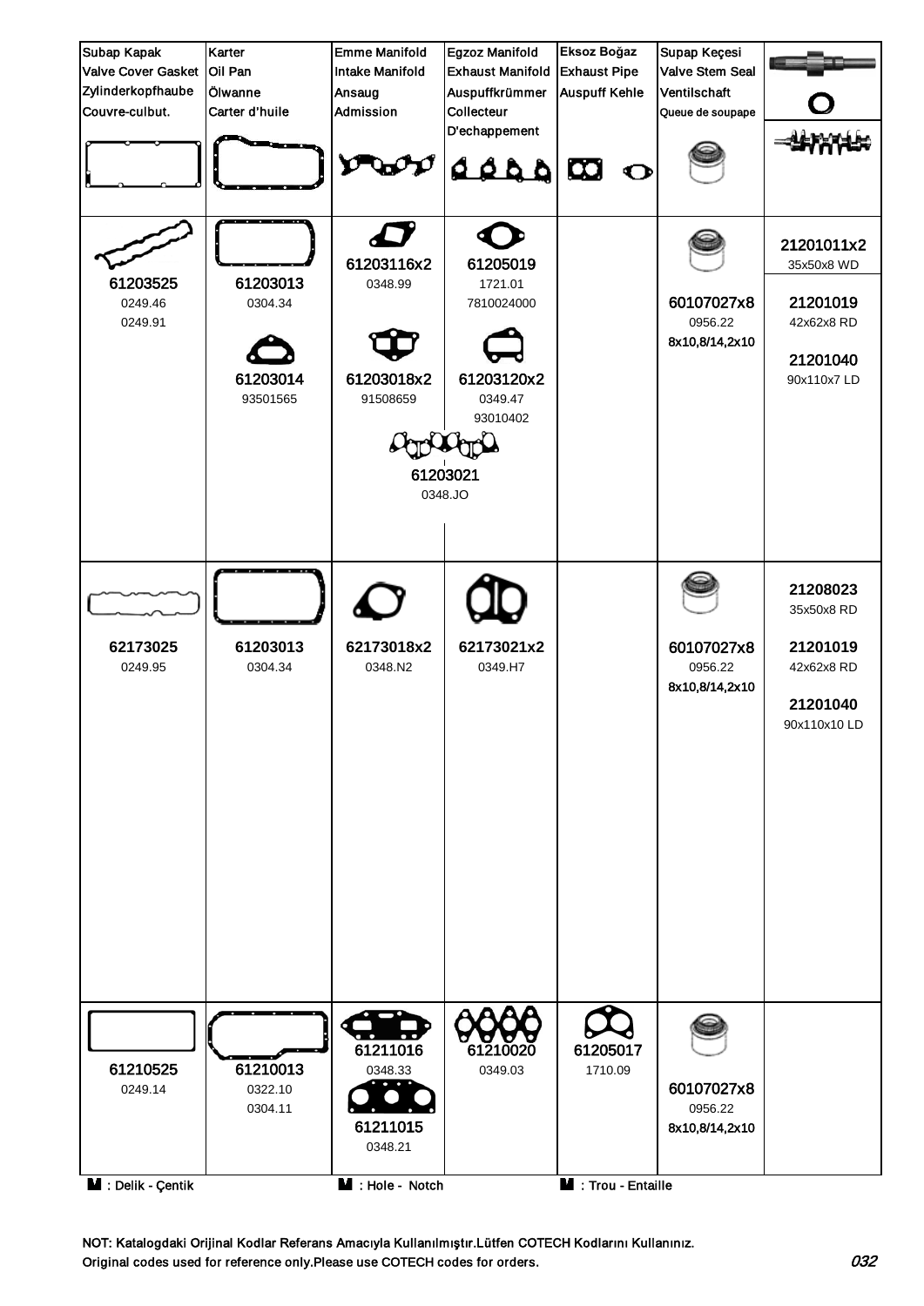| Subap Kapak<br>Valve Cover Gasket<br>Zylinderkopfhaube<br>Couvre-culbut. | Karter<br>Oil Pan<br>Ölwanne<br>Carter d'huile | Emme Manifold<br>Intake Manifold<br>Ansaug<br>Admission | Egzoz Manifold<br>Exhaust Manifold<br>Auspuffkrümmer<br>Collecteur<br>D'echappement | Eksoz Boğaz<br>Exhaust Pipe<br>Auspuff Kehle | Supap Keçesi<br>Valve Stem Seal<br>Ventilschaft<br>Queue de soupape | |
|---|---|---|---|---|---|---|
| **61203525**<br>0249.46<br>0249.91 | **61203013**<br>0304.34<br><br>**61203014**<br>93501565 | **61203116x2**<br>0348.99<br><br>**61203018x2**<br>91508659<br><br>**61203021**<br>0348.JO | **61205019**<br>1721.01<br>7810024000<br><br>**61203120x2**<br>0349.47<br>93010402 | | **60107027x8**<br>0956.22<br>8x10,8/14,2x10 | **21201011x2**<br>35x50x8 WD<br><br>**21201019**<br>42x62x8 RD<br><br>**21201040**<br>90x110x7 LD |
| **62173025**<br>0249.95 | **61203013**<br>0304.34 | **62173018x2**<br>0348.N2 | **62173021x2**<br>0349.H7 | | **60107027x8**<br>0956.22<br>8x10,8/14,2x10 | **21208023**<br>35x50x8 RD<br><br>**21201019**<br>42x62x8 RD<br><br>**21201040**<br>90x110x10 LD |
| **61210525**<br>0249.14 | **61210013**<br>0322.10<br>0304.11 | **61211016**<br>0348.33<br><br>**61211015**<br>0348.21 | **61210020**<br>0349.03 | **61205017**<br>1710.09 | **60107027x8**<br>0956.22<br>8x10,8/14,2x10 | |

■ : Delik - Çentik ■ : Hole - Notch ■ : Trou - Entaille

NOT: Katalogdaki Orijinal Kodlar Referans Amacıyla Kullanılmıştır.Lütfen COTECH Kodlarını Kullanınız.
Original codes used for reference only.Please use COTECH codes for orders.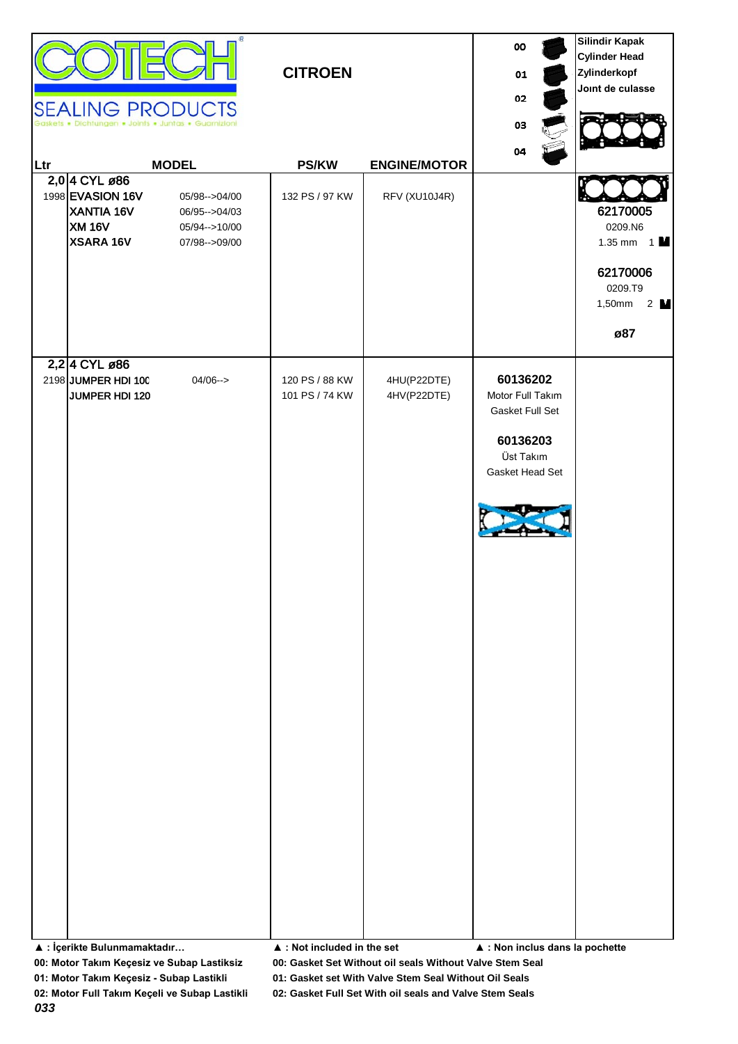# COTECH SEALING PRODUCTS

Gaskets • Dichtungen • Joints • Juntas • Guarnizioni

## CITROEN

| Ltr | MODEL | | PS/KW | ENGINE/MOTOR | 00 / 01 / 02 / 03 / 04 | Silindir Kapak / Cylinder Head / Zylinderkopf / Joınt de culasse |
|---|---|---|---|---|---|---|
| **2,0** | **4 CYL ø86** | | | | | |
| 1998 | **EVASION 16V** | 05/98-->04/00 | 132 PS / 97 KW | RFV (XU10J4R) | | **62170005** 0209.N6 1.35 mm 1 |
| | **XANTIA 16V** | 06/95-->04/03 | | | | |
| | **XM 16V** | 05/94-->10/00 | | | | **62170006** 0209.T9 1,50mm 2 |
| | **XSARA 16V** | 07/98-->09/00 | | | | **ø87** |
| **2,2** | **4 CYL ø86** | | | | | |
| 2198 | **JUMPER HDI 100** | 04/06--> | 120 PS / 88 KW | 4HU(P22DTE) | **60136202** Motor Full Takım Gasket Full Set | |
| | **JUMPER HDI 120** | | 101 PS / 74 KW | 4HV(P22DTE) | **60136203** Üst Takım Gasket Head Set | |

▲ : İçerikte Bulunmamaktadır… ▲ : Not included in the set ▲ : Non inclus dans la pochette

**00: Motor Takım Keçesiz ve Subap Lastiksiz** — **00: Gasket Set Without oil seals Without Valve Stem Seal**

**01: Motor Takım Keçesiz - Subap Lastikli** — **01: Gasket set With Valve Stem Seal Without Oil Seals**

**02: Motor Full Takım Keçeli ve Subap Lastikli** — **02: Gasket Full Set With oil seals and Valve Stem Seals**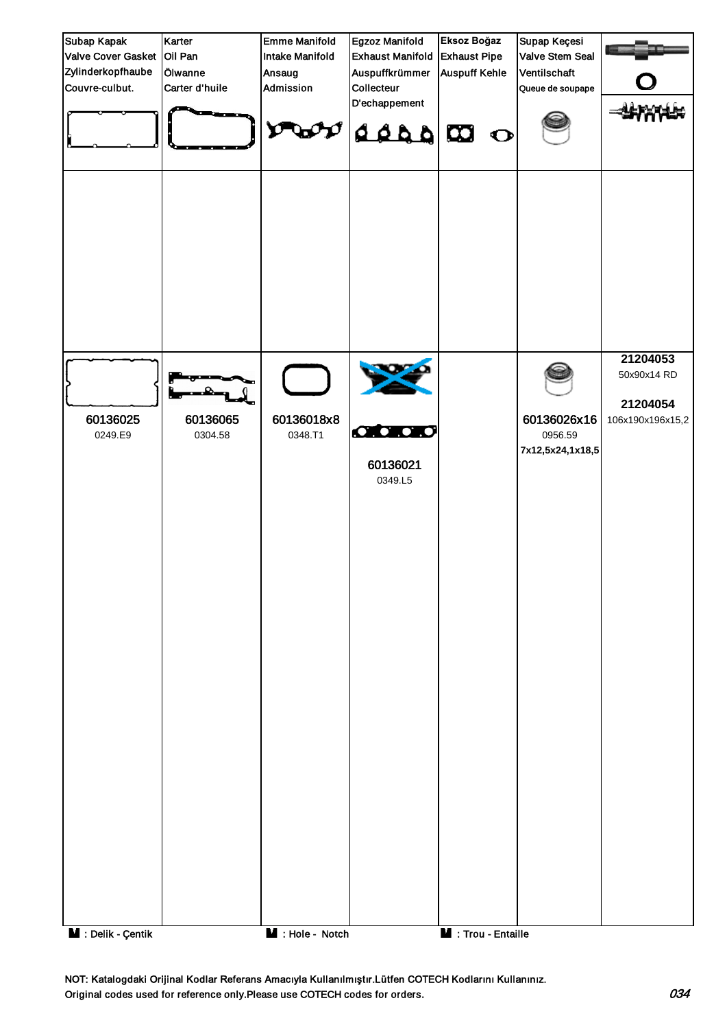| Subap Kapak Valve Cover Gasket Zylinderkopfhaube Couvre-culbut. | Karter Oil Pan Ölwanne Carter d'huile | Emme Manifold Intake Manifold Ansaug Admission | Egzoz Manifold Exhaust Manifold Auspuffkrümmer Collecteur D'echappement | Eksoz Boğaz Exhaust Pipe Auspuff Kehle | Supap Keçesi Valve Stem Seal Ventilschaft Queue de soupape | |
|---|---|---|---|---|---|---|
| | | | | | | |
| **60136025** 0249.E9 | **60136065** 0304.58 | **60136018x8** 0348.T1 | **60136021** 0349.L5 | | **60136026x16** 0956.59 **7x12,5x24,1x18,5** | **21204053** 50x90x14 RD **21204054** 106x190x196x15,2 |

: Delik - Çentik　　: Hole - Notch　　: Trou - Entaille

NOT: Katalogdaki Orijinal Kodlar Referans Amacıyla Kullanılmıştır.Lütfen COTECH Kodlarını Kullanınız.
Original codes used for reference only.Please use COTECH codes for orders.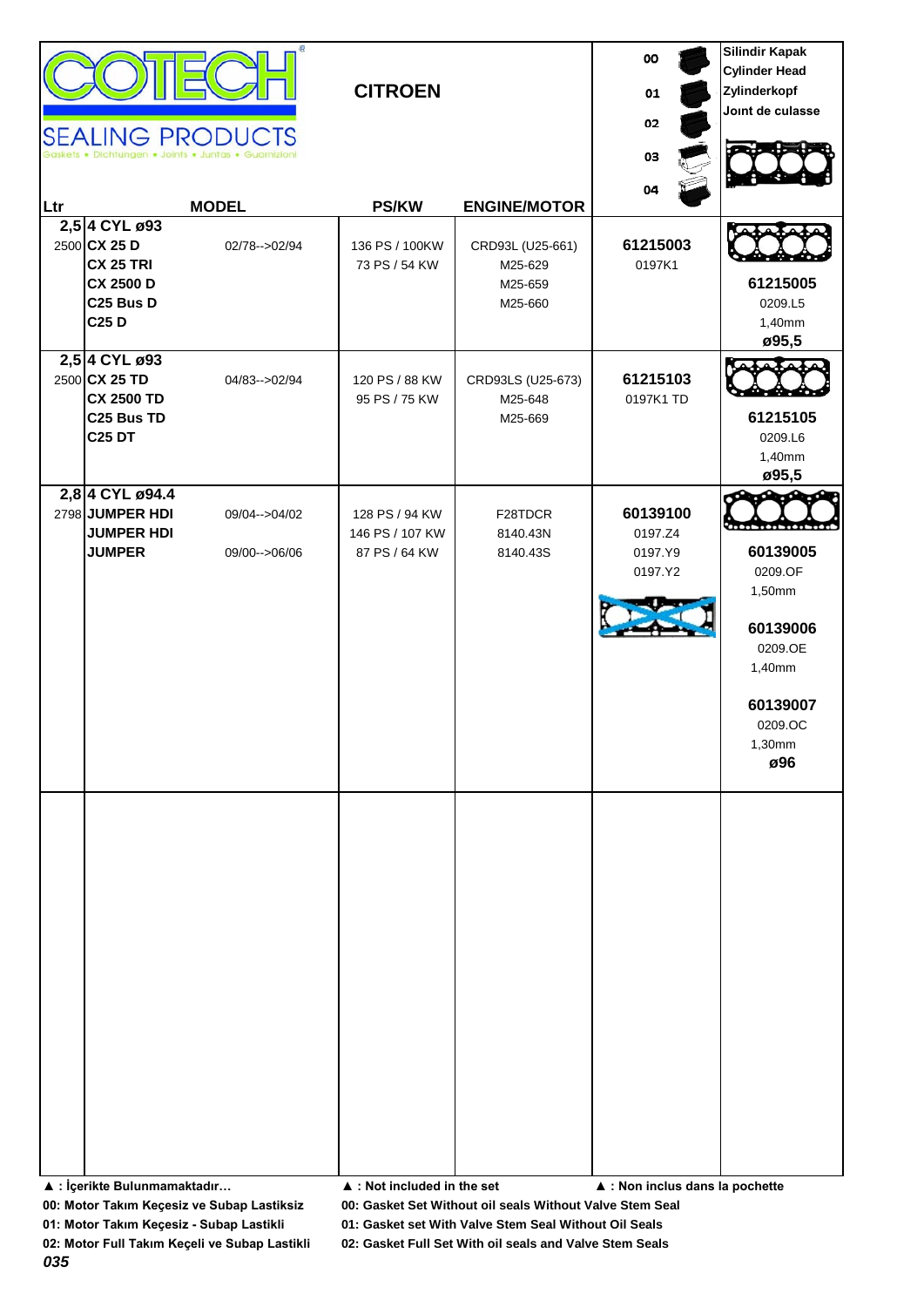**COTECH**

**SEALING PRODUCTS**

Gaskets • Dichtungen • Joints • Juntas • Guarnizioni

## CITROEN

| Ltr | MODEL | | PS/KW | ENGINE/MOTOR | 00 / 01 / 02 / 03 / 04 | Silindir Kapak / Cylinder Head / Zylinderkopf / Joınt de culasse |
|---|---|---|---|---|---|---|
| 2,5 | **4 CYL ø93** | | | | | |
| 2500 | **CX 25 D** | 02/78-->02/94 | 136 PS / 100KW | CRD93L (U25-661) | **61215003** | |
| | **CX 25 TRI** | | 73 PS / 54 KW | M25-629 | 0197K1 | |
| | **CX 2500 D** | | | M25-659 | | **61215005** |
| | **C25 Bus D** | | | M25-660 | | 0209.L5 |
| | **C25 D** | | | | | 1,40mm |
| | | | | | | **ø95,5** |
| 2,5 | **4 CYL ø93** | | | | | |
| 2500 | **CX 25 TD** | 04/83-->02/94 | 120 PS / 88 KW | CRD93LS (U25-673) | **61215103** | |
| | **CX 2500 TD** | | 95 PS / 75 KW | M25-648 | 0197K1 TD | |
| | **C25 Bus TD** | | | M25-669 | | **61215105** |
| | **C25 DT** | | | | | 0209.L6 |
| | | | | | | 1,40mm |
| | | | | | | **ø95,5** |
| 2,8 | **4 CYL ø94.4** | | | | | |
| 2798 | **JUMPER HDI** | 09/04-->04/02 | 128 PS / 94 KW | F28TDCR | **60139100** | |
| | **JUMPER HDI** | | 146 PS / 107 KW | 8140.43N | 0197.Z4 | |
| | **JUMPER** | 09/00-->06/06 | 87 PS / 64 KW | 8140.43S | 0197.Y9 | **60139005** |
| | | | | | 0197.Y2 | 0209.OF |
| | | | | | | 1,50mm |
| | | | | | | **60139006** |
| | | | | | | 0209.OE |
| | | | | | | 1,40mm |
| | | | | | | **60139007** |
| | | | | | | 0209.OC |
| | | | | | | 1,30mm |
| | | | | | | **ø96** |

**▲ : İçerikte Bulunmamaktadır…** **▲ : Not included in the set** **▲ : Non inclus dans la pochette**

**00: Motor Takım Keçesiz ve Subap Lastiksiz** **00: Gasket Set Without oil seals Without Valve Stem Seal**

**01: Motor Takım Keçesiz - Subap Lastikli** **01: Gasket set With Valve Stem Seal Without Oil Seals**

**02: Motor Full Takım Keçeli ve Subap Lastikli** **02: Gasket Full Set With oil seals and Valve Stem Seals**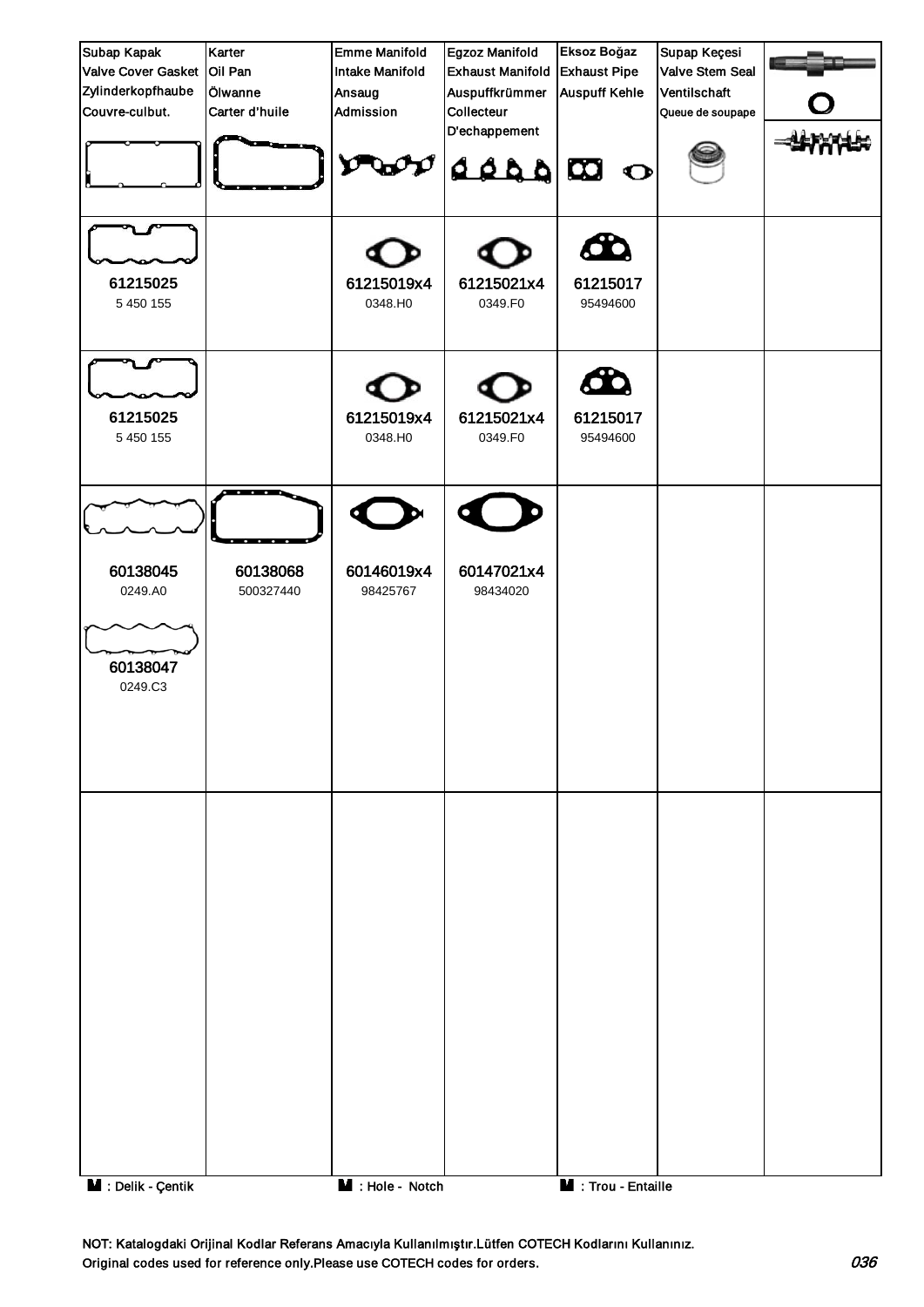| Subap Kapak<br>Valve Cover Gasket<br>Zylinderkopfhaube<br>Couvre-culbut. | Karter<br>Oil Pan<br>Ölwanne<br>Carter d'huile | Emme Manifold<br>Intake Manifold<br>Ansaug<br>Admission | Egzoz Manifold<br>Exhaust Manifold<br>Auspuffkrümmer<br>Collecteur<br>D'echappement | Eksoz Boğaz<br>Exhaust Pipe<br>Auspuff Kehle | Supap Keçesi<br>Valve Stem Seal<br>Ventilschaft<br>Queue de soupape | |
|---|---|---|---|---|---|---|
| 61215025<br>5 450 155 | | 61215019x4<br>0348.H0 | 61215021x4<br>0349.F0 | 61215017<br>95494600 | | |
| 61215025<br>5 450 155 | | 61215019x4<br>0348.H0 | 61215021x4<br>0349.F0 | 61215017<br>95494600 | | |
| 60138045<br>0249.A0<br>60138047<br>0249.C3 | 60138068<br>500327440 | 60146019x4<br>98425767 | 60147021x4<br>98434020 | | | |
| | | | | | | |

: Delik - Çentik : Hole - Notch : Trou - Entaille

NOT: Katalogdaki Orijinal Kodlar Referans Amacıyla Kullanılmıştır.Lütfen COTECH Kodlarını Kullanınız.
Original codes used for reference only.Please use COTECH codes for orders.